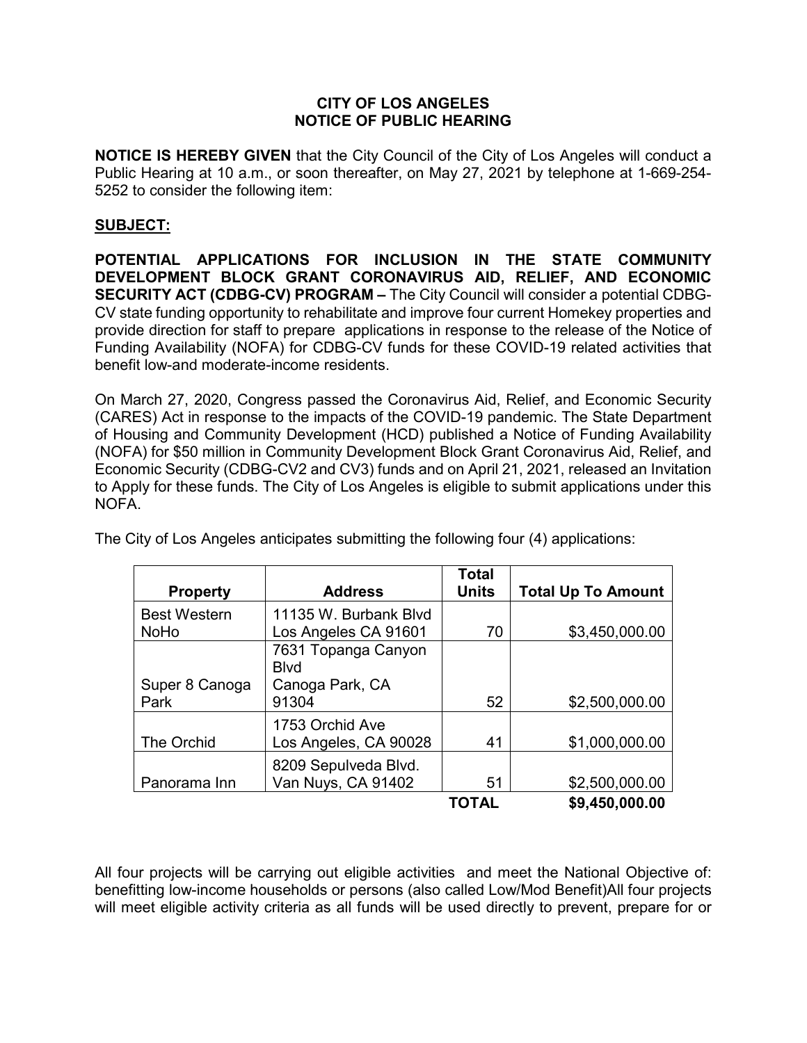**CITY OF LOS ANGELES**
**NOTICE OF PUBLIC HEARING**

**NOTICE IS HEREBY GIVEN** that the City Council of the City of Los Angeles will conduct a Public Hearing at 10 a.m., or soon thereafter, on May 27, 2021 by telephone at 1-669-254-5252 to consider the following item:

**SUBJECT:**

**POTENTIAL APPLICATIONS FOR INCLUSION IN THE STATE COMMUNITY DEVELOPMENT BLOCK GRANT CORONAVIRUS AID, RELIEF, AND ECONOMIC SECURITY ACT (CDBG-CV) PROGRAM –** The City Council will consider a potential CDBG-CV state funding opportunity to rehabilitate and improve four current Homekey properties and provide direction for staff to prepare applications in response to the release of the Notice of Funding Availability (NOFA) for CDBG-CV funds for these COVID-19 related activities that benefit low-and moderate-income residents.

On March 27, 2020, Congress passed the Coronavirus Aid, Relief, and Economic Security (CARES) Act in response to the impacts of the COVID-19 pandemic. The State Department of Housing and Community Development (HCD) published a Notice of Funding Availability (NOFA) for $50 million in Community Development Block Grant Coronavirus Aid, Relief, and Economic Security (CDBG-CV2 and CV3) funds and on April 21, 2021, released an Invitation to Apply for these funds. The City of Los Angeles is eligible to submit applications under this NOFA.

The City of Los Angeles anticipates submitting the following four (4) applications:

| Property | Address | Total Units | Total Up To Amount |
|---|---|---|---|
| Best Western NoHo | 11135 W. Burbank Blvd Los Angeles CA 91601 | 70 | $3,450,000.00 |
| Super 8 Canoga Park | 7631 Topanga Canyon Blvd Canoga Park, CA 91304 | 52 | $2,500,000.00 |
| The Orchid | 1753 Orchid Ave Los Angeles, CA 90028 | 41 | $1,000,000.00 |
| Panorama Inn | 8209 Sepulveda Blvd. Van Nuys, CA 91402 | 51 | $2,500,000.00 |
| | | **TOTAL** | **$9,450,000.00** |

All four projects will be carrying out eligible activities and meet the National Objective of: benefitting low-income households or persons (also called Low/Mod Benefit)All four projects will meet eligible activity criteria as all funds will be used directly to prevent, prepare for or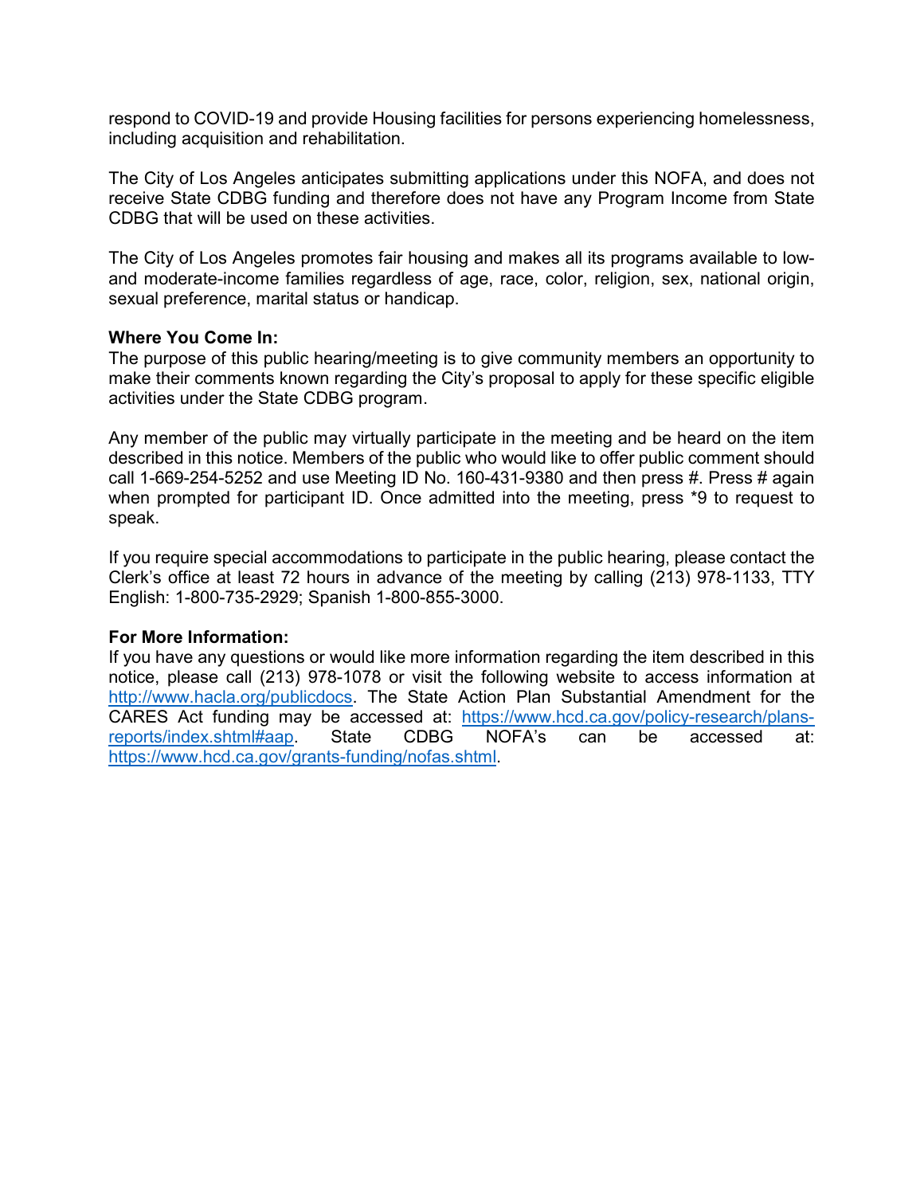respond to COVID-19 and provide Housing facilities for persons experiencing homelessness, including acquisition and rehabilitation.

The City of Los Angeles anticipates submitting applications under this NOFA, and does not receive State CDBG funding and therefore does not have any Program Income from State CDBG that will be used on these activities.

The City of Los Angeles promotes fair housing and makes all its programs available to low- and moderate-income families regardless of age, race, color, religion, sex, national origin, sexual preference, marital status or handicap.

**Where You Come In:**
The purpose of this public hearing/meeting is to give community members an opportunity to make their comments known regarding the City's proposal to apply for these specific eligible activities under the State CDBG program.

Any member of the public may virtually participate in the meeting and be heard on the item described in this notice. Members of the public who would like to offer public comment should call 1-669-254-5252 and use Meeting ID No. 160-431-9380 and then press #. Press # again when prompted for participant ID. Once admitted into the meeting, press *9 to request to speak.

If you require special accommodations to participate in the public hearing, please contact the Clerk's office at least 72 hours in advance of the meeting by calling (213) 978-1133, TTY English: 1-800-735-2929; Spanish 1-800-855-3000.

**For More Information:**
If you have any questions or would like more information regarding the item described in this notice, please call (213) 978-1078 or visit the following website to access information at [http://www.hacla.org/publicdocs](http://www.hacla.org/publicdocs). The State Action Plan Substantial Amendment for the CARES Act funding may be accessed at: [https://www.hcd.ca.gov/policy-research/plans-reports/index.shtml#aap](https://www.hcd.ca.gov/policy-research/plans-reports/index.shtml#aap). State CDBG NOFA's can be accessed at: [https://www.hcd.ca.gov/grants-funding/nofas.shtml](https://www.hcd.ca.gov/grants-funding/nofas.shtml).